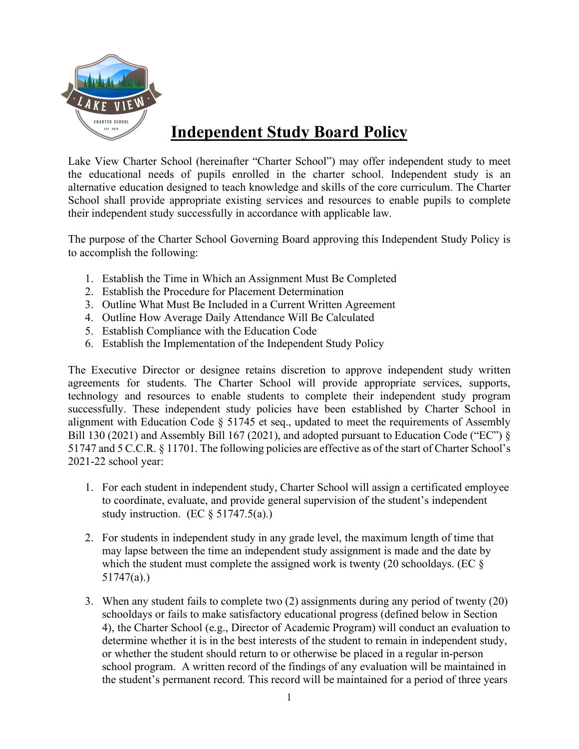# Independent Study Board Policy

Lake View Charter School (hereinafter "Charter School") may offer independent study to meet the educational needs of pupils enrolled in the charter school. Independent study is an alternative education designed to teach knowledge and skills of the core curriculum. The Charter School shall provide appropriate existing services and resources to enable pupils to complete their independent study successfully in accordance with applicable law.

The purpose of the Charter School Governing Board approving this Independent Study Policy is to accomplish the following:

1. Establish the Time in Which an Assignment Must Be Completed
2. Establish the Procedure for Placement Determination
3. Outline What Must Be Included in a Current Written Agreement
4. Outline How Average Daily Attendance Will Be Calculated
5. Establish Compliance with the Education Code
6. Establish the Implementation of the Independent Study Policy

The Executive Director or designee retains discretion to approve independent study written agreements for students. The Charter School will provide appropriate services, supports, technology and resources to enable students to complete their independent study program successfully. These independent study policies have been established by Charter School in alignment with Education Code § 51745 et seq., updated to meet the requirements of Assembly Bill 130 (2021) and Assembly Bill 167 (2021), and adopted pursuant to Education Code ("EC") § 51747 and 5 C.C.R. § 11701. The following policies are effective as of the start of Charter School's 2021-22 school year:

1. For each student in independent study, Charter School will assign a certificated employee to coordinate, evaluate, and provide general supervision of the student's independent study instruction. (EC § 51747.5(a).)

2. For students in independent study in any grade level, the maximum length of time that may lapse between the time an independent study assignment is made and the date by which the student must complete the assigned work is twenty (20 schooldays. (EC § 51747(a).)

3. When any student fails to complete two (2) assignments during any period of twenty (20) schooldays or fails to make satisfactory educational progress (defined below in Section 4), the Charter School (e.g., Director of Academic Program) will conduct an evaluation to determine whether it is in the best interests of the student to remain in independent study, or whether the student should return to or otherwise be placed in a regular in-person school program. A written record of the findings of any evaluation will be maintained in the student's permanent record. This record will be maintained for a period of three years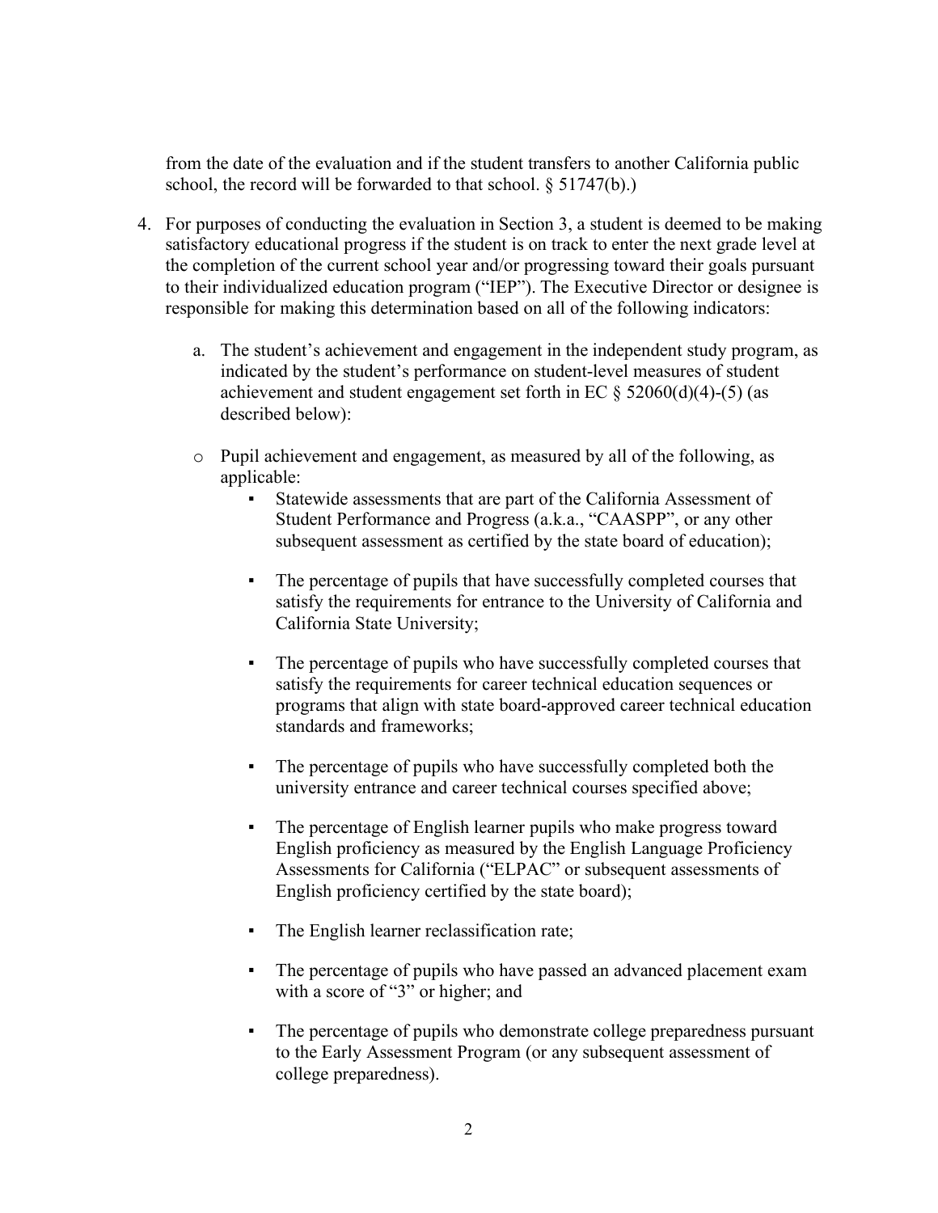from the date of the evaluation and if the student transfers to another California public school, the record will be forwarded to that school. § 51747(b).)

4. For purposes of conducting the evaluation in Section 3, a student is deemed to be making satisfactory educational progress if the student is on track to enter the next grade level at the completion of the current school year and/or progressing toward their goals pursuant to their individualized education program ("IEP"). The Executive Director or designee is responsible for making this determination based on all of the following indicators:

   a. The student's achievement and engagement in the independent study program, as indicated by the student's performance on student-level measures of student achievement and student engagement set forth in EC § 52060(d)(4)-(5) (as described below):

   - Pupil achievement and engagement, as measured by all of the following, as applicable:
     - Statewide assessments that are part of the California Assessment of Student Performance and Progress (a.k.a., "CAASPP", or any other subsequent assessment as certified by the state board of education);
     - The percentage of pupils that have successfully completed courses that satisfy the requirements for entrance to the University of California and California State University;
     - The percentage of pupils who have successfully completed courses that satisfy the requirements for career technical education sequences or programs that align with state board-approved career technical education standards and frameworks;
     - The percentage of pupils who have successfully completed both the university entrance and career technical courses specified above;
     - The percentage of English learner pupils who make progress toward English proficiency as measured by the English Language Proficiency Assessments for California ("ELPAC" or subsequent assessments of English proficiency certified by the state board);
     - The English learner reclassification rate;
     - The percentage of pupils who have passed an advanced placement exam with a score of "3" or higher; and
     - The percentage of pupils who demonstrate college preparedness pursuant to the Early Assessment Program (or any subsequent assessment of college preparedness).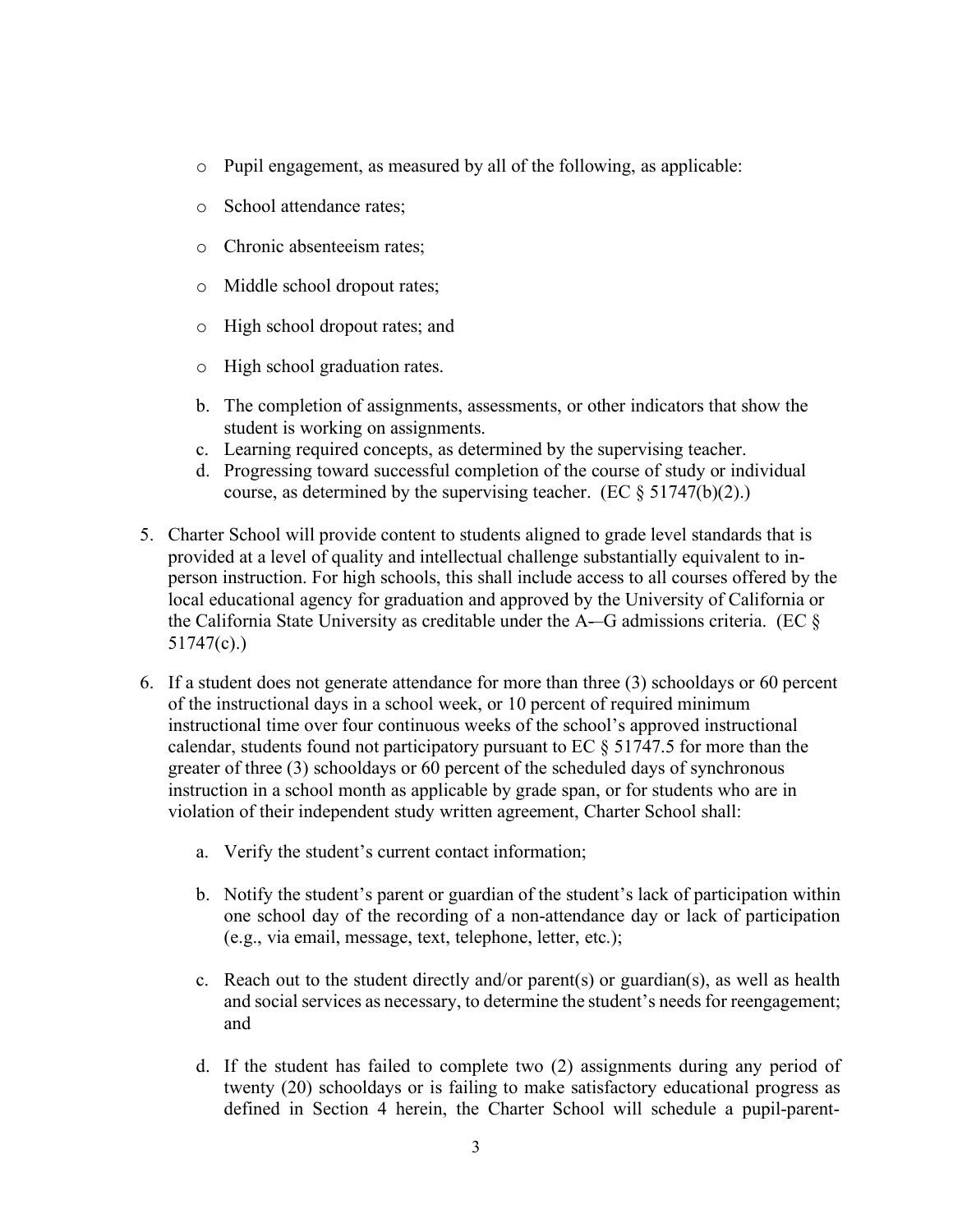- Pupil engagement, as measured by all of the following, as applicable:
- School attendance rates;
- Chronic absenteeism rates;
- Middle school dropout rates;
- High school dropout rates; and
- High school graduation rates.

b. The completion of assignments, assessments, or other indicators that show the student is working on assignments.
c. Learning required concepts, as determined by the supervising teacher.
d. Progressing toward successful completion of the course of study or individual course, as determined by the supervising teacher. (EC § 51747(b)(2).)

5. Charter School will provide content to students aligned to grade level standards that is provided at a level of quality and intellectual challenge substantially equivalent to in-person instruction. For high schools, this shall include access to all courses offered by the local educational agency for graduation and approved by the University of California or the California State University as creditable under the A–G admissions criteria. (EC § 51747(c).)

6. If a student does not generate attendance for more than three (3) schooldays or 60 percent of the instructional days in a school week, or 10 percent of required minimum instructional time over four continuous weeks of the school's approved instructional calendar, students found not participatory pursuant to EC § 51747.5 for more than the greater of three (3) schooldays or 60 percent of the scheduled days of synchronous instruction in a school month as applicable by grade span, or for students who are in violation of their independent study written agreement, Charter School shall:

   a. Verify the student's current contact information;

   b. Notify the student's parent or guardian of the student's lack of participation within one school day of the recording of a non-attendance day or lack of participation (e.g., via email, message, text, telephone, letter, etc.);

   c. Reach out to the student directly and/or parent(s) or guardian(s), as well as health and social services as necessary, to determine the student's needs for reengagement; and

   d. If the student has failed to complete two (2) assignments during any period of twenty (20) schooldays or is failing to make satisfactory educational progress as defined in Section 4 herein, the Charter School will schedule a pupil-parent-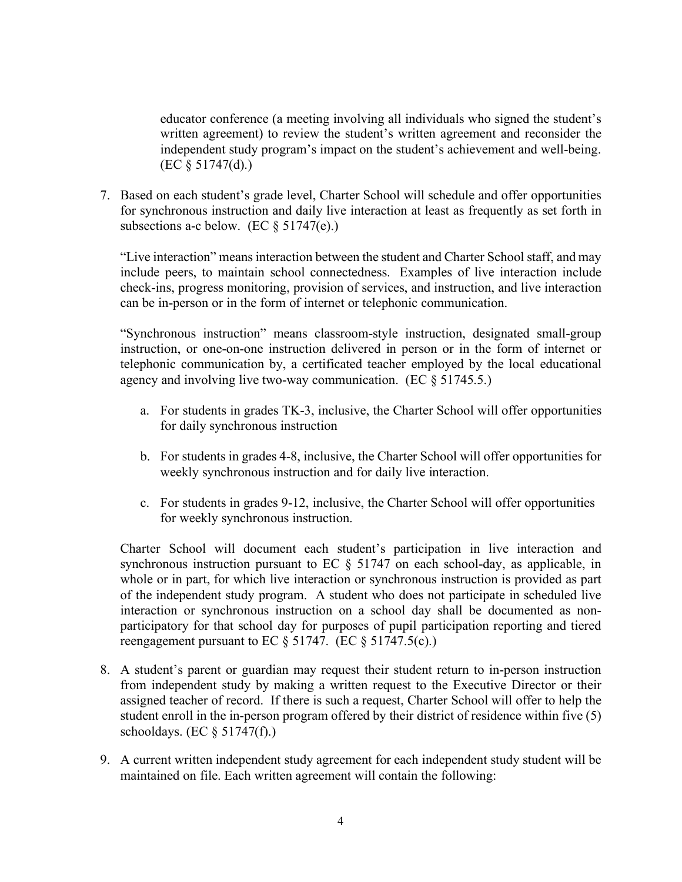educator conference (a meeting involving all individuals who signed the student's written agreement) to review the student's written agreement and reconsider the independent study program's impact on the student's achievement and well-being. (EC § 51747(d).)

7. Based on each student's grade level, Charter School will schedule and offer opportunities for synchronous instruction and daily live interaction at least as frequently as set forth in subsections a-c below. (EC § 51747(e).)

   "Live interaction" means interaction between the student and Charter School staff, and may include peers, to maintain school connectedness. Examples of live interaction include check-ins, progress monitoring, provision of services, and instruction, and live interaction can be in-person or in the form of internet or telephonic communication.

   "Synchronous instruction" means classroom-style instruction, designated small-group instruction, or one-on-one instruction delivered in person or in the form of internet or telephonic communication by, a certificated teacher employed by the local educational agency and involving live two-way communication. (EC § 51745.5.)

   a. For students in grades TK-3, inclusive, the Charter School will offer opportunities for daily synchronous instruction

   b. For students in grades 4-8, inclusive, the Charter School will offer opportunities for weekly synchronous instruction and for daily live interaction.

   c. For students in grades 9-12, inclusive, the Charter School will offer opportunities for weekly synchronous instruction.

   Charter School will document each student's participation in live interaction and synchronous instruction pursuant to EC § 51747 on each school-day, as applicable, in whole or in part, for which live interaction or synchronous instruction is provided as part of the independent study program. A student who does not participate in scheduled live interaction or synchronous instruction on a school day shall be documented as non-participatory for that school day for purposes of pupil participation reporting and tiered reengagement pursuant to EC § 51747. (EC § 51747.5(c).)

8. A student's parent or guardian may request their student return to in-person instruction from independent study by making a written request to the Executive Director or their assigned teacher of record. If there is such a request, Charter School will offer to help the student enroll in the in-person program offered by their district of residence within five (5) schooldays. (EC § 51747(f).)

9. A current written independent study agreement for each independent study student will be maintained on file. Each written agreement will contain the following: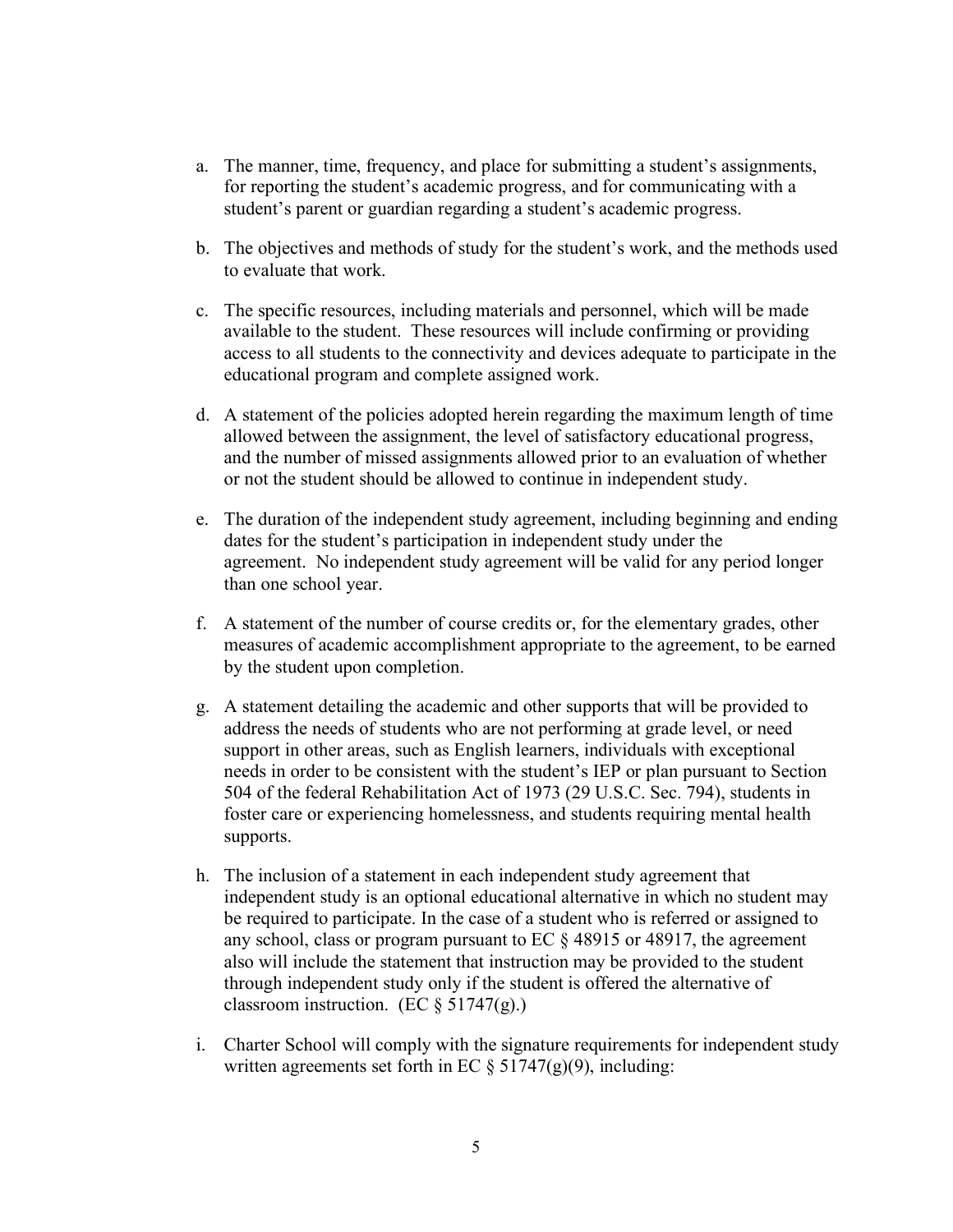a. The manner, time, frequency, and place for submitting a student's assignments, for reporting the student's academic progress, and for communicating with a student's parent or guardian regarding a student's academic progress.

b. The objectives and methods of study for the student's work, and the methods used to evaluate that work.

c. The specific resources, including materials and personnel, which will be made available to the student. These resources will include confirming or providing access to all students to the connectivity and devices adequate to participate in the educational program and complete assigned work.

d. A statement of the policies adopted herein regarding the maximum length of time allowed between the assignment, the level of satisfactory educational progress, and the number of missed assignments allowed prior to an evaluation of whether or not the student should be allowed to continue in independent study.

e. The duration of the independent study agreement, including beginning and ending dates for the student's participation in independent study under the agreement. No independent study agreement will be valid for any period longer than one school year.

f. A statement of the number of course credits or, for the elementary grades, other measures of academic accomplishment appropriate to the agreement, to be earned by the student upon completion.

g. A statement detailing the academic and other supports that will be provided to address the needs of students who are not performing at grade level, or need support in other areas, such as English learners, individuals with exceptional needs in order to be consistent with the student's IEP or plan pursuant to Section 504 of the federal Rehabilitation Act of 1973 (29 U.S.C. Sec. 794), students in foster care or experiencing homelessness, and students requiring mental health supports.

h. The inclusion of a statement in each independent study agreement that independent study is an optional educational alternative in which no student may be required to participate. In the case of a student who is referred or assigned to any school, class or program pursuant to EC § 48915 or 48917, the agreement also will include the statement that instruction may be provided to the student through independent study only if the student is offered the alternative of classroom instruction. (EC § 51747(g).)

i. Charter School will comply with the signature requirements for independent study written agreements set forth in EC § 51747(g)(9), including: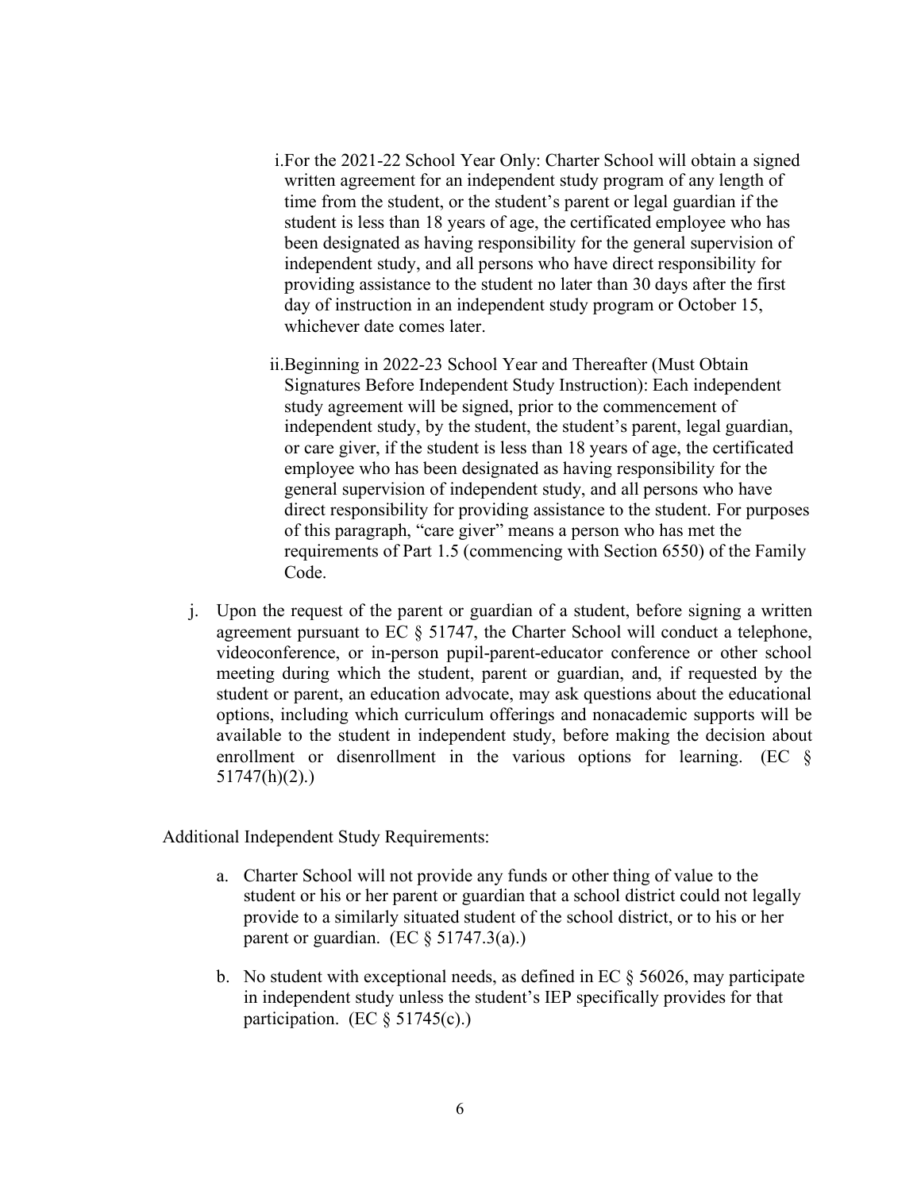i. For the 2021-22 School Year Only: Charter School will obtain a signed written agreement for an independent study program of any length of time from the student, or the student's parent or legal guardian if the student is less than 18 years of age, the certificated employee who has been designated as having responsibility for the general supervision of independent study, and all persons who have direct responsibility for providing assistance to the student no later than 30 days after the first day of instruction in an independent study program or October 15, whichever date comes later.

ii. Beginning in 2022-23 School Year and Thereafter (Must Obtain Signatures Before Independent Study Instruction): Each independent study agreement will be signed, prior to the commencement of independent study, by the student, the student's parent, legal guardian, or care giver, if the student is less than 18 years of age, the certificated employee who has been designated as having responsibility for the general supervision of independent study, and all persons who have direct responsibility for providing assistance to the student. For purposes of this paragraph, "care giver" means a person who has met the requirements of Part 1.5 (commencing with Section 6550) of the Family Code.

j. Upon the request of the parent or guardian of a student, before signing a written agreement pursuant to EC § 51747, the Charter School will conduct a telephone, videoconference, or in-person pupil-parent-educator conference or other school meeting during which the student, parent or guardian, and, if requested by the student or parent, an education advocate, may ask questions about the educational options, including which curriculum offerings and nonacademic supports will be available to the student in independent study, before making the decision about enrollment or disenrollment in the various options for learning. (EC § 51747(h)(2).)

Additional Independent Study Requirements:

a. Charter School will not provide any funds or other thing of value to the student or his or her parent or guardian that a school district could not legally provide to a similarly situated student of the school district, or to his or her parent or guardian. (EC § 51747.3(a).)

b. No student with exceptional needs, as defined in EC § 56026, may participate in independent study unless the student's IEP specifically provides for that participation. (EC § 51745(c).)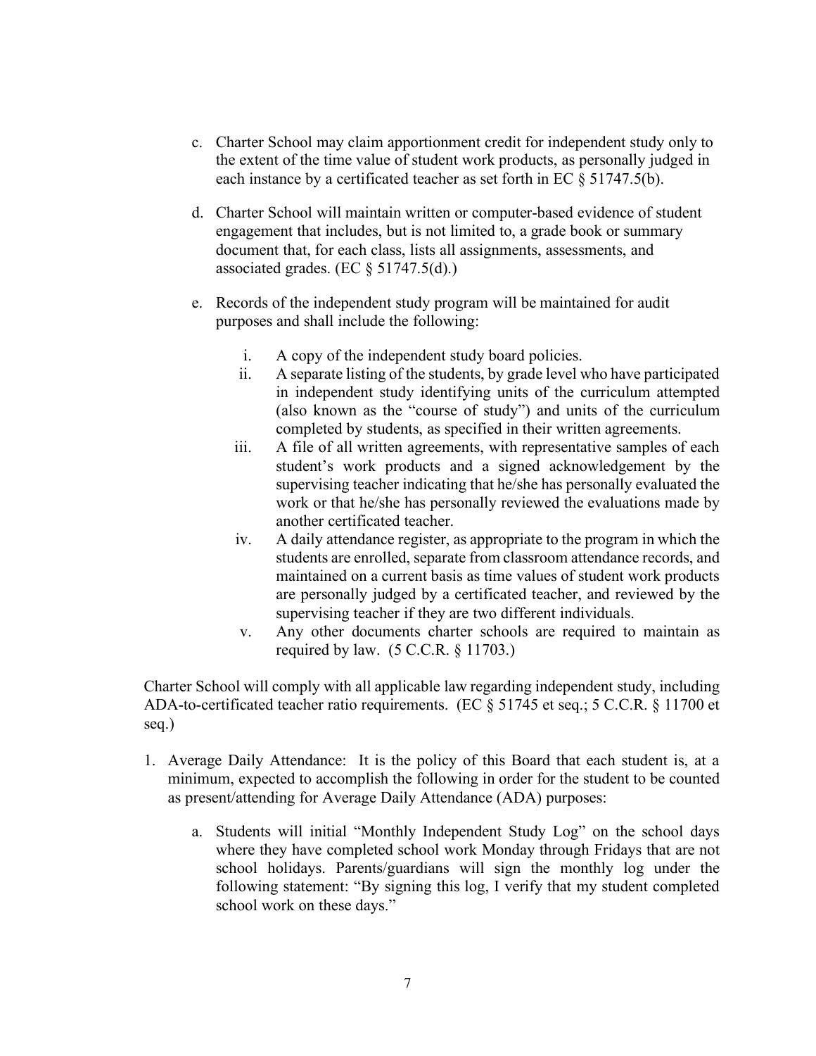c. Charter School may claim apportionment credit for independent study only to the extent of the time value of student work products, as personally judged in each instance by a certificated teacher as set forth in EC § 51747.5(b).

d. Charter School will maintain written or computer-based evidence of student engagement that includes, but is not limited to, a grade book or summary document that, for each class, lists all assignments, assessments, and associated grades. (EC § 51747.5(d).)

e. Records of the independent study program will be maintained for audit purposes and shall include the following:

   i. A copy of the independent study board policies.
   ii. A separate listing of the students, by grade level who have participated in independent study identifying units of the curriculum attempted (also known as the "course of study") and units of the curriculum completed by students, as specified in their written agreements.
   iii. A file of all written agreements, with representative samples of each student's work products and a signed acknowledgement by the supervising teacher indicating that he/she has personally evaluated the work or that he/she has personally reviewed the evaluations made by another certificated teacher.
   iv. A daily attendance register, as appropriate to the program in which the students are enrolled, separate from classroom attendance records, and maintained on a current basis as time values of student work products are personally judged by a certificated teacher, and reviewed by the supervising teacher if they are two different individuals.
   v. Any other documents charter schools are required to maintain as required by law. (5 C.C.R. § 11703.)

Charter School will comply with all applicable law regarding independent study, including ADA-to-certificated teacher ratio requirements. (EC § 51745 et seq.; 5 C.C.R. § 11700 et seq.)

1. Average Daily Attendance: It is the policy of this Board that each student is, at a minimum, expected to accomplish the following in order for the student to be counted as present/attending for Average Daily Attendance (ADA) purposes:

   a. Students will initial "Monthly Independent Study Log" on the school days where they have completed school work Monday through Fridays that are not school holidays. Parents/guardians will sign the monthly log under the following statement: "By signing this log, I verify that my student completed school work on these days."